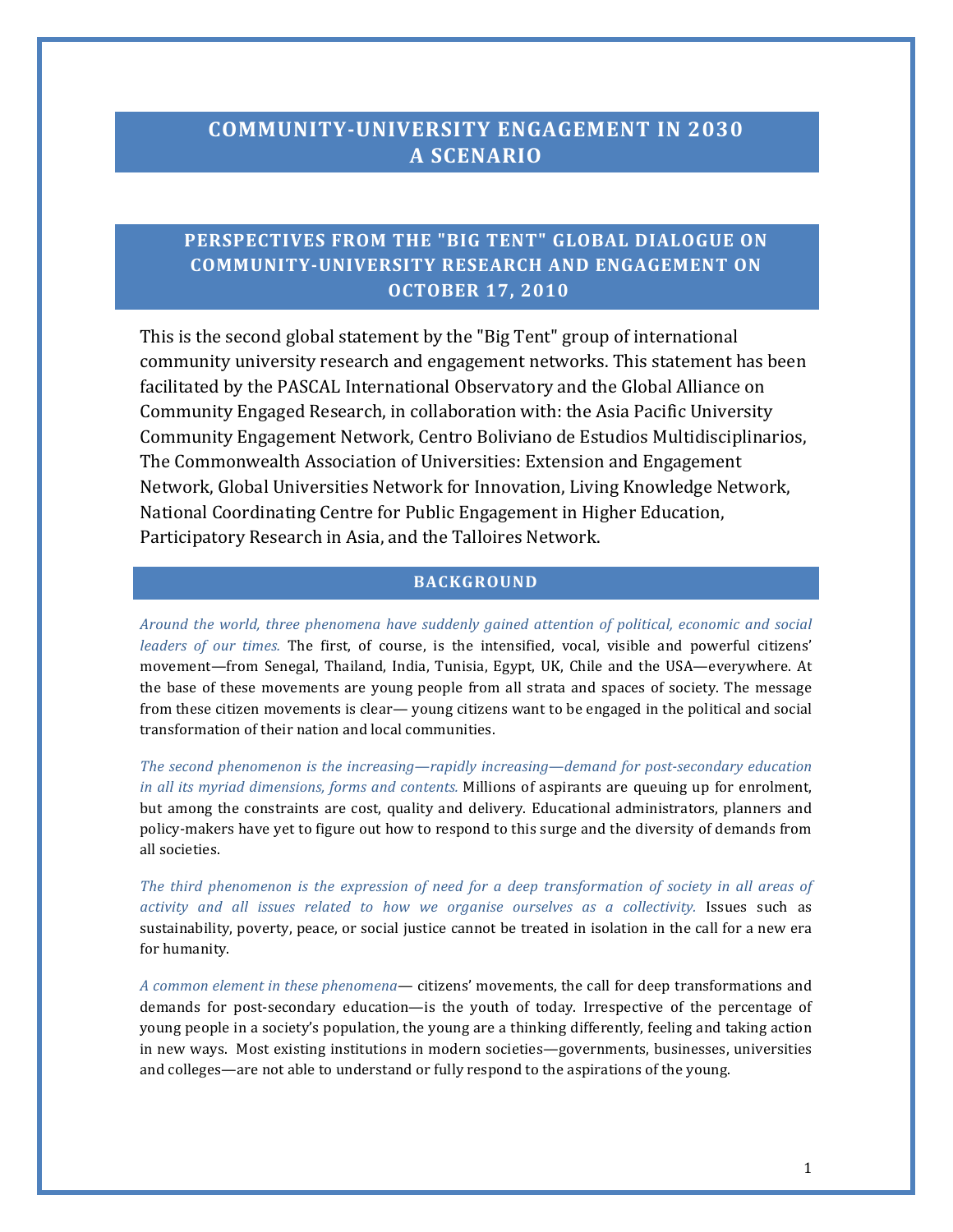# COMMUNITY-UNIVERSITY ENGAGEMENT IN 2030
# A SCENARIO

## PERSPECTIVES FROM THE "BIG TENT" GLOBAL DIALOGUE ON COMMUNITY-UNIVERSITY RESEARCH AND ENGAGEMENT ON OCTOBER 17, 2010

This is the second global statement by the "Big Tent" group of international community university research and engagement networks. This statement has been facilitated by the PASCAL International Observatory and the Global Alliance on Community Engaged Research, in collaboration with: the Asia Pacific University Community Engagement Network, Centro Boliviano de Estudios Multidisciplinarios, The Commonwealth Association of Universities: Extension and Engagement Network, Global Universities Network for Innovation, Living Knowledge Network, National Coordinating Centre for Public Engagement in Higher Education, Participatory Research in Asia, and the Talloires Network.

## BACKGROUND

*Around the world, three phenomena have suddenly gained attention of political, economic and social leaders of our times.* The first, of course, is the intensified, vocal, visible and powerful citizens' movement—from Senegal, Thailand, India, Tunisia, Egypt, UK, Chile and the USA—everywhere. At the base of these movements are young people from all strata and spaces of society. The message from these citizen movements is clear— young citizens want to be engaged in the political and social transformation of their nation and local communities.

*The second phenomenon is the increasing—rapidly increasing—demand for post-secondary education in all its myriad dimensions, forms and contents.* Millions of aspirants are queuing up for enrolment, but among the constraints are cost, quality and delivery. Educational administrators, planners and policy-makers have yet to figure out how to respond to this surge and the diversity of demands from all societies.

*The third phenomenon is the expression of need for a deep transformation of society in all areas of activity and all issues related to how we organise ourselves as a collectivity.* Issues such as sustainability, poverty, peace, or social justice cannot be treated in isolation in the call for a new era for humanity.

*A common element in these phenomena*— citizens' movements, the call for deep transformations and demands for post-secondary education—is the youth of today. Irrespective of the percentage of young people in a society's population, the young are a thinking differently, feeling and taking action in new ways. Most existing institutions in modern societies—governments, businesses, universities and colleges—are not able to understand or fully respond to the aspirations of the young.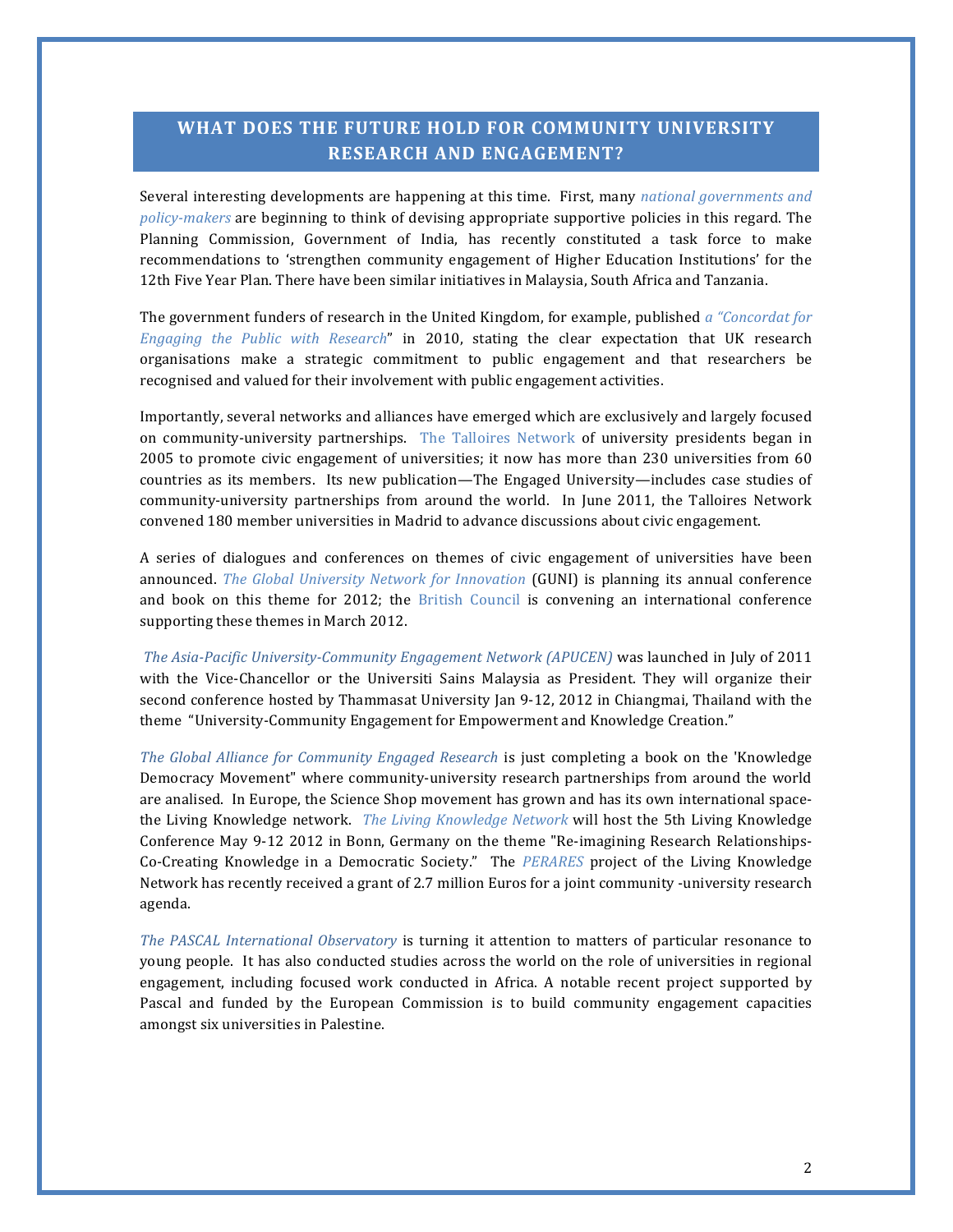## WHAT DOES THE FUTURE HOLD FOR COMMUNITY UNIVERSITY RESEARCH AND ENGAGEMENT?

Several interesting developments are happening at this time. First, many *national governments and policy-makers* are beginning to think of devising appropriate supportive policies in this regard. The Planning Commission, Government of India, has recently constituted a task force to make recommendations to 'strengthen community engagement of Higher Education Institutions' for the 12th Five Year Plan. There have been similar initiatives in Malaysia, South Africa and Tanzania.

The government funders of research in the United Kingdom, for example, published *a "Concordat for Engaging the Public with Research*" in 2010, stating the clear expectation that UK research organisations make a strategic commitment to public engagement and that researchers be recognised and valued for their involvement with public engagement activities.

Importantly, several networks and alliances have emerged which are exclusively and largely focused on community-university partnerships. The Talloires Network of university presidents began in 2005 to promote civic engagement of universities; it now has more than 230 universities from 60 countries as its members. Its new publication—The Engaged University—includes case studies of community-university partnerships from around the world. In June 2011, the Talloires Network convened 180 member universities in Madrid to advance discussions about civic engagement.

A series of dialogues and conferences on themes of civic engagement of universities have been announced. *The Global University Network for Innovation* (GUNI) is planning its annual conference and book on this theme for 2012; the British Council is convening an international conference supporting these themes in March 2012.

*The Asia-Pacific University-Community Engagement Network (APUCEN)* was launched in July of 2011 with the Vice-Chancellor or the Universiti Sains Malaysia as President. They will organize their second conference hosted by Thammasat University Jan 9-12, 2012 in Chiangmai, Thailand with the theme "University-Community Engagement for Empowerment and Knowledge Creation."

*The Global Alliance for Community Engaged Research* is just completing a book on the 'Knowledge Democracy Movement" where community-university research partnerships from around the world are analised. In Europe, the Science Shop movement has grown and has its own international space- the Living Knowledge network. *The Living Knowledge Network* will host the 5th Living Knowledge Conference May 9-12 2012 in Bonn, Germany on the theme "Re-imagining Research Relationships- Co-Creating Knowledge in a Democratic Society." The *PERARES* project of the Living Knowledge Network has recently received a grant of 2.7 million Euros for a joint community -university research agenda.

*The PASCAL International Observatory* is turning it attention to matters of particular resonance to young people. It has also conducted studies across the world on the role of universities in regional engagement, including focused work conducted in Africa. A notable recent project supported by Pascal and funded by the European Commission is to build community engagement capacities amongst six universities in Palestine.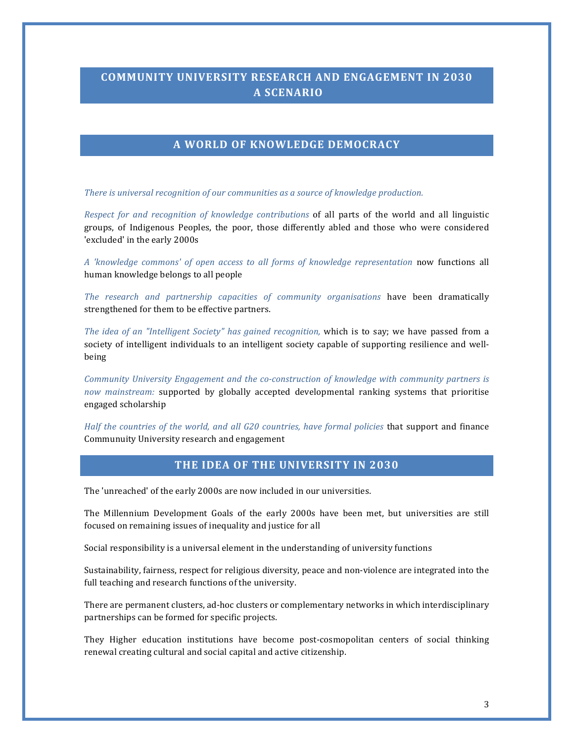# COMMUNITY UNIVERSITY RESEARCH AND ENGAGEMENT IN 2030
# A SCENARIO

## A WORLD OF KNOWLEDGE DEMOCRACY

*There is universal recognition of our communities as a source of knowledge production.*

*Respect for and recognition of knowledge contributions* of all parts of the world and all linguistic groups, of Indigenous Peoples, the poor, those differently abled and those who were considered 'excluded' in the early 2000s

*A 'knowledge commons' of open access to all forms of knowledge representation* now functions all human knowledge belongs to all people

*The research and partnership capacities of community organisations* have been dramatically strengthened for them to be effective partners.

*The idea of an "Intelligent Society" has gained recognition,* which is to say; we have passed from a society of intelligent individuals to an intelligent society capable of supporting resilience and well-being

*Community University Engagement and the co-construction of knowledge with community partners is now mainstream:* supported by globally accepted developmental ranking systems that prioritise engaged scholarship

*Half the countries of the world, and all G20 countries, have formal policies* that support and finance Communuity University research and engagement

## THE IDEA OF THE UNIVERSITY IN 2030

The 'unreached' of the early 2000s are now included in our universities.

The Millennium Development Goals of the early 2000s have been met, but universities are still focused on remaining issues of inequality and justice for all

Social responsibility is a universal element in the understanding of university functions

Sustainability, fairness, respect for religious diversity, peace and non-violence are integrated into the full teaching and research functions of the university.

There are permanent clusters, ad-hoc clusters or complementary networks in which interdisciplinary partnerships can be formed for specific projects.

They Higher education institutions have become post-cosmopolitan centers of social thinking renewal creating cultural and social capital and active citizenship.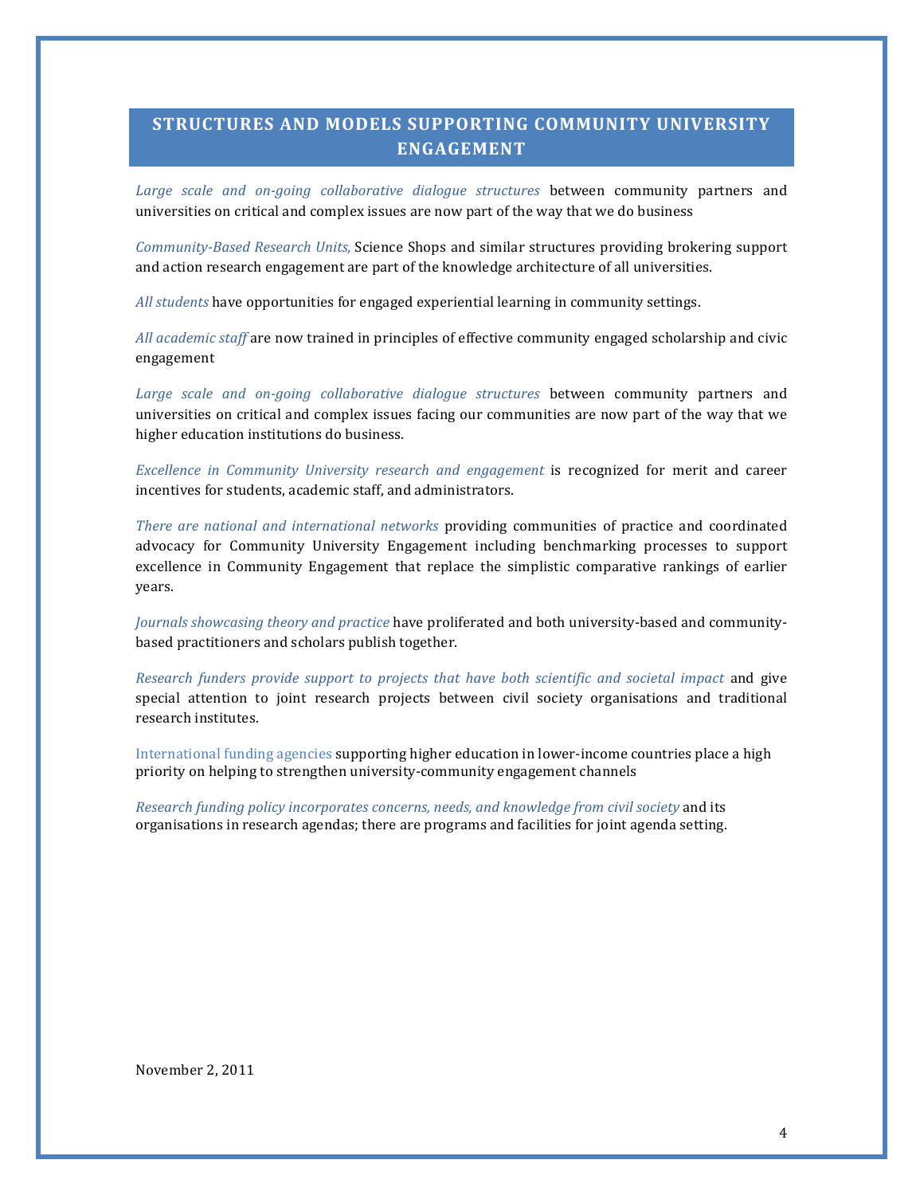## STRUCTURES AND MODELS SUPPORTING COMMUNITY UNIVERSITY ENGAGEMENT

*Large scale and on-going collaborative dialogue structures* between community partners and universities on critical and complex issues are now part of the way that we do business

*Community-Based Research Units,* Science Shops and similar structures providing brokering support and action research engagement are part of the knowledge architecture of all universities.

*All students* have opportunities for engaged experiential learning in community settings.

*All academic staff* are now trained in principles of effective community engaged scholarship and civic engagement

*Large scale and on-going collaborative dialogue structures* between community partners and universities on critical and complex issues facing our communities are now part of the way that we higher education institutions do business.

*Excellence in Community University research and engagement* is recognized for merit and career incentives for students, academic staff, and administrators.

*There are national and international networks* providing communities of practice and coordinated advocacy for Community University Engagement including benchmarking processes to support excellence in Community Engagement that replace the simplistic comparative rankings of earlier years.

*Journals showcasing theory and practice* have proliferated and both university-based and community-based practitioners and scholars publish together.

*Research funders provide support to projects that have both scientific and societal impact* and give special attention to joint research projects between civil society organisations and traditional research institutes.

International funding agencies supporting higher education in lower-income countries place a high priority on helping to strengthen university-community engagement channels

*Research funding policy incorporates concerns, needs, and knowledge from civil society* and its organisations in research agendas; there are programs and facilities for joint agenda setting.

November 2, 2011